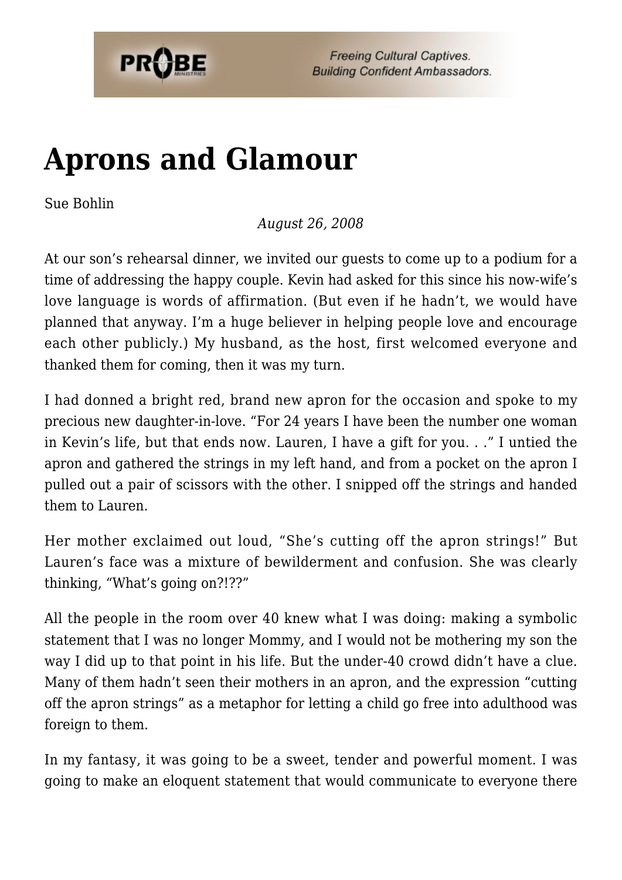# Aprons and Glamour

Sue Bohlin

*August 26, 2008*

At our son's rehearsal dinner, we invited our guests to come up to a podium for a time of addressing the happy couple. Kevin had asked for this since his now-wife's love language is words of affirmation. (But even if he hadn't, we would have planned that anyway. I'm a huge believer in helping people love and encourage each other publicly.) My husband, as the host, first welcomed everyone and thanked them for coming, then it was my turn.

I had donned a bright red, brand new apron for the occasion and spoke to my precious new daughter-in-love. "For 24 years I have been the number one woman in Kevin's life, but that ends now. Lauren, I have a gift for you. . ." I untied the apron and gathered the strings in my left hand, and from a pocket on the apron I pulled out a pair of scissors with the other. I snipped off the strings and handed them to Lauren.

Her mother exclaimed out loud, "She's cutting off the apron strings!" But Lauren's face was a mixture of bewilderment and confusion. She was clearly thinking, "What's going on?!??"

All the people in the room over 40 knew what I was doing: making a symbolic statement that I was no longer Mommy, and I would not be mothering my son the way I did up to that point in his life. But the under-40 crowd didn't have a clue. Many of them hadn't seen their mothers in an apron, and the expression "cutting off the apron strings" as a metaphor for letting a child go free into adulthood was foreign to them.

In my fantasy, it was going to be a sweet, tender and powerful moment. I was going to make an eloquent statement that would communicate to everyone there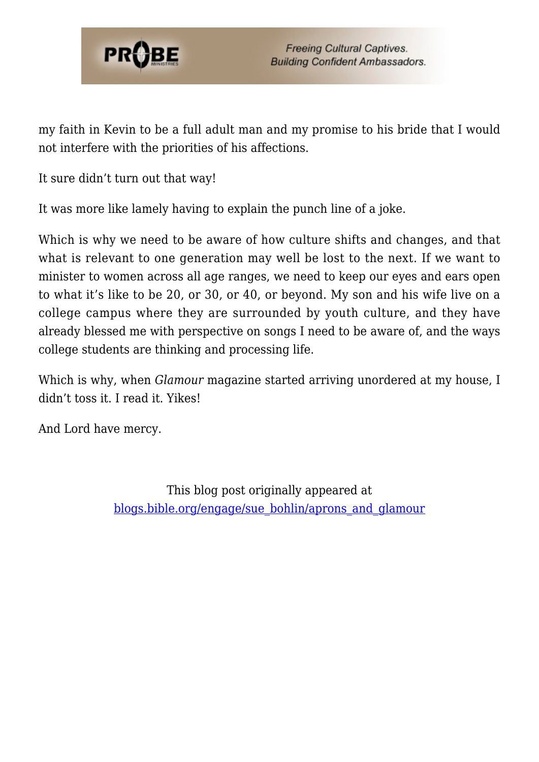my faith in Kevin to be a full adult man and my promise to his bride that I would not interfere with the priorities of his affections.

It sure didn't turn out that way!

It was more like lamely having to explain the punch line of a joke.

Which is why we need to be aware of how culture shifts and changes, and that what is relevant to one generation may well be lost to the next. If we want to minister to women across all age ranges, we need to keep our eyes and ears open to what it's like to be 20, or 30, or 40, or beyond. My son and his wife live on a college campus where they are surrounded by youth culture, and they have already blessed me with perspective on songs I need to be aware of, and the ways college students are thinking and processing life.

Which is why, when *Glamour* magazine started arriving unordered at my house, I didn't toss it. I read it. Yikes!

And Lord have mercy.

This blog post originally appeared at
[blogs.bible.org/engage/sue_bohlin/aprons_and_glamour](blogs.bible.org/engage/sue_bohlin/aprons_and_glamour)